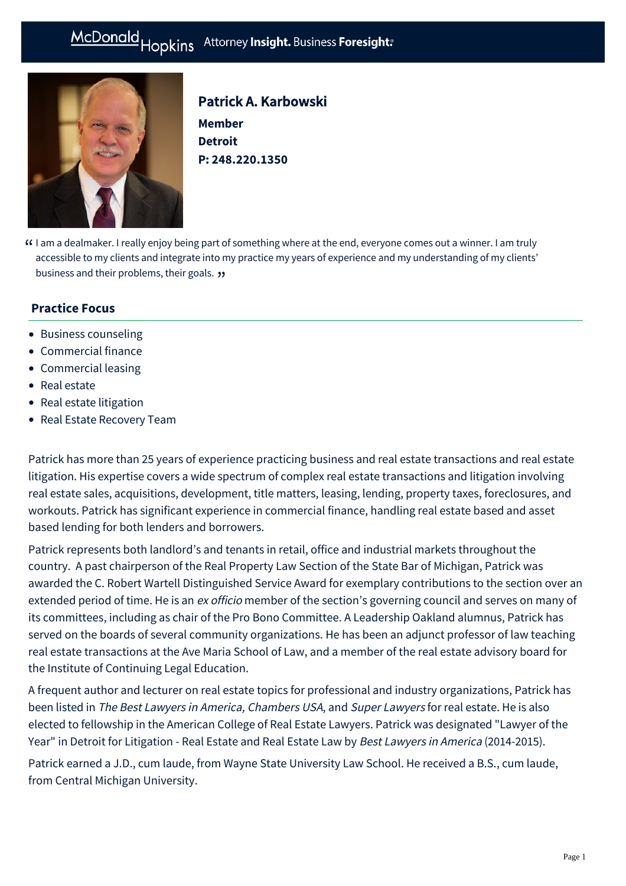McDonald Hopkins Attorney **Insight.** Business **Foresight.**

## Patrick A. Karbowski

**Member**
**Detroit**
**P: 248.220.1350**

> "I am a dealmaker. I really enjoy being part of something where at the end, everyone comes out a winner. I am truly accessible to my clients and integrate into my practice my years of experience and my understanding of my clients' business and their problems, their goals."

### Practice Focus

- Business counseling
- Commercial finance
- Commercial leasing
- Real estate
- Real estate litigation
- Real Estate Recovery Team

Patrick has more than 25 years of experience practicing business and real estate transactions and real estate litigation. His expertise covers a wide spectrum of complex real estate transactions and litigation involving real estate sales, acquisitions, development, title matters, leasing, lending, property taxes, foreclosures, and workouts. Patrick has significant experience in commercial finance, handling real estate based and asset based lending for both lenders and borrowers.

Patrick represents both landlord's and tenants in retail, office and industrial markets throughout the country. A past chairperson of the Real Property Law Section of the State Bar of Michigan, Patrick was awarded the C. Robert Wartell Distinguished Service Award for exemplary contributions to the section over an extended period of time. He is an *ex officio* member of the section's governing council and serves on many of its committees, including as chair of the Pro Bono Committee. A Leadership Oakland alumnus, Patrick has served on the boards of several community organizations. He has been an adjunct professor of law teaching real estate transactions at the Ave Maria School of Law, and a member of the real estate advisory board for the Institute of Continuing Legal Education.

A frequent author and lecturer on real estate topics for professional and industry organizations, Patrick has been listed in *The Best Lawyers in America, Chambers USA*, and *Super Lawyers* for real estate. He is also elected to fellowship in the American College of Real Estate Lawyers. Patrick was designated "Lawyer of the Year" in Detroit for Litigation - Real Estate and Real Estate Law by *Best Lawyers in America* (2014-2015).

Patrick earned a J.D., cum laude, from Wayne State University Law School. He received a B.S., cum laude, from Central Michigan University.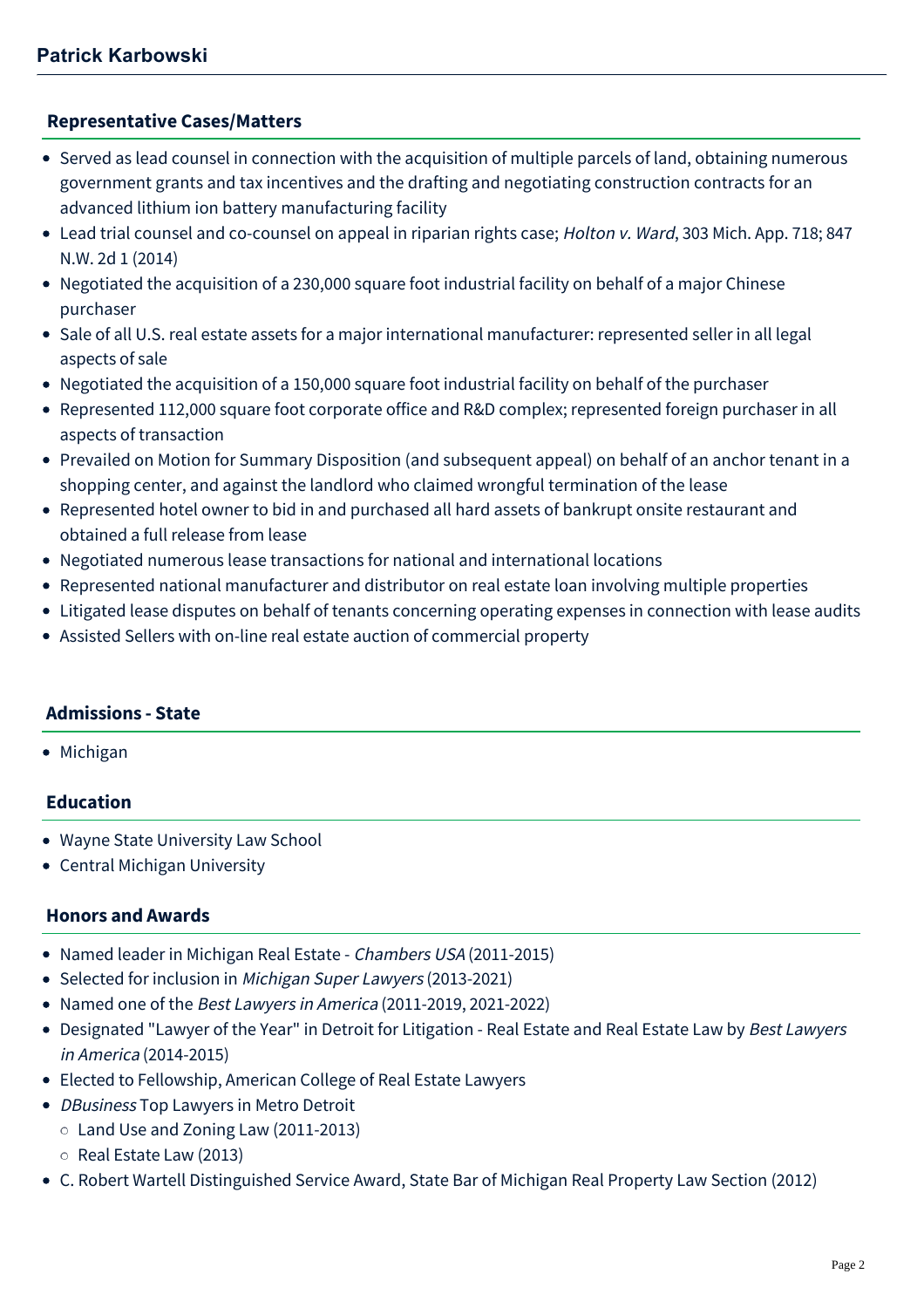## Representative Cases/Matters

- Served as lead counsel in connection with the acquisition of multiple parcels of land, obtaining numerous government grants and tax incentives and the drafting and negotiating construction contracts for an advanced lithium ion battery manufacturing facility
- Lead trial counsel and co-counsel on appeal in riparian rights case; *Holton v. Ward*, 303 Mich. App. 718; 847 N.W. 2d 1 (2014)
- Negotiated the acquisition of a 230,000 square foot industrial facility on behalf of a major Chinese purchaser
- Sale of all U.S. real estate assets for a major international manufacturer: represented seller in all legal aspects of sale
- Negotiated the acquisition of a 150,000 square foot industrial facility on behalf of the purchaser
- Represented 112,000 square foot corporate office and R&D complex; represented foreign purchaser in all aspects of transaction
- Prevailed on Motion for Summary Disposition (and subsequent appeal) on behalf of an anchor tenant in a shopping center, and against the landlord who claimed wrongful termination of the lease
- Represented hotel owner to bid in and purchased all hard assets of bankrupt onsite restaurant and obtained a full release from lease
- Negotiated numerous lease transactions for national and international locations
- Represented national manufacturer and distributor on real estate loan involving multiple properties
- Litigated lease disputes on behalf of tenants concerning operating expenses in connection with lease audits
- Assisted Sellers with on-line real estate auction of commercial property

## Admissions - State

- Michigan

## Education

- Wayne State University Law School
- Central Michigan University

## Honors and Awards

- Named leader in Michigan Real Estate - *Chambers USA* (2011-2015)
- Selected for inclusion in *Michigan Super Lawyers* (2013-2021)
- Named one of the *Best Lawyers in America* (2011-2019, 2021-2022)
- Designated "Lawyer of the Year" in Detroit for Litigation - Real Estate and Real Estate Law by *Best Lawyers in America* (2014-2015)
- Elected to Fellowship, American College of Real Estate Lawyers
- *DBusiness* Top Lawyers in Metro Detroit
  - Land Use and Zoning Law (2011-2013)
  - Real Estate Law (2013)
- C. Robert Wartell Distinguished Service Award, State Bar of Michigan Real Property Law Section (2012)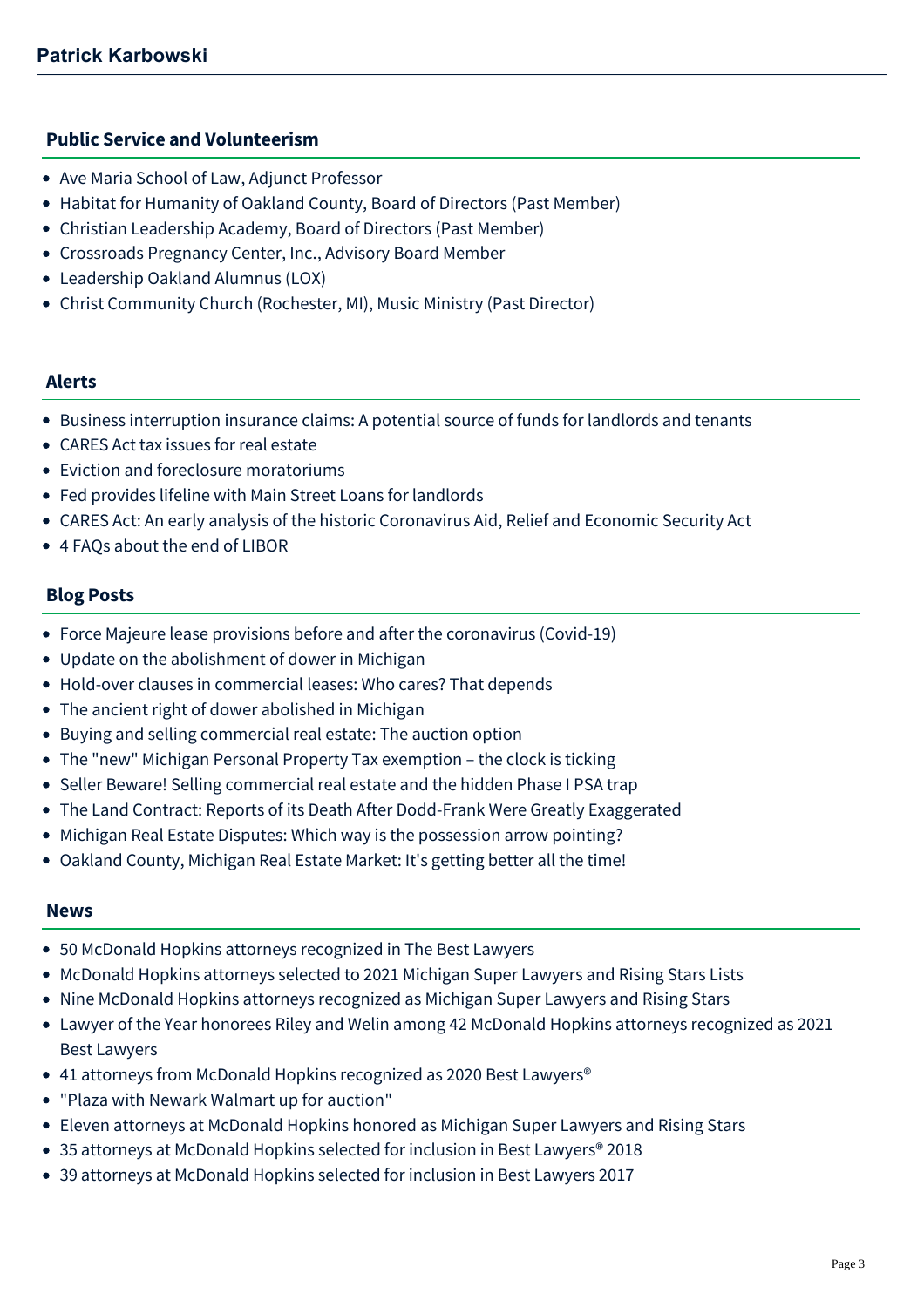## Public Service and Volunteerism

- Ave Maria School of Law, Adjunct Professor
- Habitat for Humanity of Oakland County, Board of Directors (Past Member)
- Christian Leadership Academy, Board of Directors (Past Member)
- Crossroads Pregnancy Center, Inc., Advisory Board Member
- Leadership Oakland Alumnus (LOX)
- Christ Community Church (Rochester, MI), Music Ministry (Past Director)

## Alerts

- Business interruption insurance claims: A potential source of funds for landlords and tenants
- CARES Act tax issues for real estate
- Eviction and foreclosure moratoriums
- Fed provides lifeline with Main Street Loans for landlords
- CARES Act: An early analysis of the historic Coronavirus Aid, Relief and Economic Security Act
- 4 FAQs about the end of LIBOR

## Blog Posts

- Force Majeure lease provisions before and after the coronavirus (Covid-19)
- Update on the abolishment of dower in Michigan
- Hold-over clauses in commercial leases: Who cares? That depends
- The ancient right of dower abolished in Michigan
- Buying and selling commercial real estate: The auction option
- The "new" Michigan Personal Property Tax exemption – the clock is ticking
- Seller Beware! Selling commercial real estate and the hidden Phase I PSA trap
- The Land Contract: Reports of its Death After Dodd-Frank Were Greatly Exaggerated
- Michigan Real Estate Disputes: Which way is the possession arrow pointing?
- Oakland County, Michigan Real Estate Market: It's getting better all the time!

## News

- 50 McDonald Hopkins attorneys recognized in The Best Lawyers
- McDonald Hopkins attorneys selected to 2021 Michigan Super Lawyers and Rising Stars Lists
- Nine McDonald Hopkins attorneys recognized as Michigan Super Lawyers and Rising Stars
- Lawyer of the Year honorees Riley and Welin among 42 McDonald Hopkins attorneys recognized as 2021 Best Lawyers
- 41 attorneys from McDonald Hopkins recognized as 2020 Best Lawyers®
- "Plaza with Newark Walmart up for auction"
- Eleven attorneys at McDonald Hopkins honored as Michigan Super Lawyers and Rising Stars
- 35 attorneys at McDonald Hopkins selected for inclusion in Best Lawyers® 2018
- 39 attorneys at McDonald Hopkins selected for inclusion in Best Lawyers 2017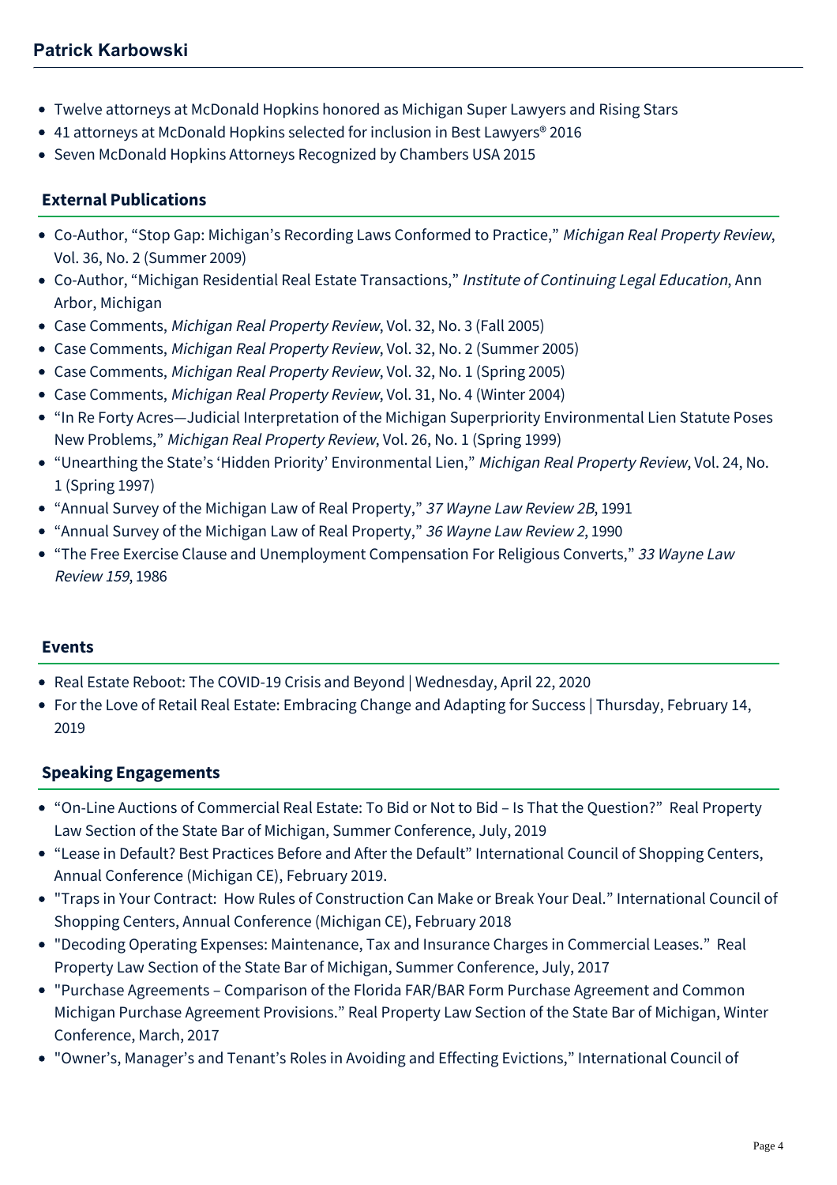- Twelve attorneys at McDonald Hopkins honored as Michigan Super Lawyers and Rising Stars
- 41 attorneys at McDonald Hopkins selected for inclusion in Best Lawyers® 2016
- Seven McDonald Hopkins Attorneys Recognized by Chambers USA 2015

## External Publications

- Co-Author, "Stop Gap: Michigan's Recording Laws Conformed to Practice," *Michigan Real Property Review*, Vol. 36, No. 2 (Summer 2009)
- Co-Author, "Michigan Residential Real Estate Transactions," *Institute of Continuing Legal Education*, Ann Arbor, Michigan
- Case Comments, *Michigan Real Property Review*, Vol. 32, No. 3 (Fall 2005)
- Case Comments, *Michigan Real Property Review*, Vol. 32, No. 2 (Summer 2005)
- Case Comments, *Michigan Real Property Review*, Vol. 32, No. 1 (Spring 2005)
- Case Comments, *Michigan Real Property Review*, Vol. 31, No. 4 (Winter 2004)
- "In Re Forty Acres—Judicial Interpretation of the Michigan Superpriority Environmental Lien Statute Poses New Problems," *Michigan Real Property Review*, Vol. 26, No. 1 (Spring 1999)
- "Unearthing the State's 'Hidden Priority' Environmental Lien," *Michigan Real Property Review*, Vol. 24, No. 1 (Spring 1997)
- "Annual Survey of the Michigan Law of Real Property," *37 Wayne Law Review 2B*, 1991
- "Annual Survey of the Michigan Law of Real Property," *36 Wayne Law Review 2*, 1990
- "The Free Exercise Clause and Unemployment Compensation For Religious Converts," *33 Wayne Law Review 159*, 1986

## Events

- Real Estate Reboot: The COVID-19 Crisis and Beyond | Wednesday, April 22, 2020
- For the Love of Retail Real Estate: Embracing Change and Adapting for Success | Thursday, February 14, 2019

## Speaking Engagements

- "On-Line Auctions of Commercial Real Estate: To Bid or Not to Bid – Is That the Question?" Real Property Law Section of the State Bar of Michigan, Summer Conference, July, 2019
- "Lease in Default? Best Practices Before and After the Default" International Council of Shopping Centers, Annual Conference (Michigan CE), February 2019.
- "Traps in Your Contract: How Rules of Construction Can Make or Break Your Deal." International Council of Shopping Centers, Annual Conference (Michigan CE), February 2018
- "Decoding Operating Expenses: Maintenance, Tax and Insurance Charges in Commercial Leases." Real Property Law Section of the State Bar of Michigan, Summer Conference, July, 2017
- "Purchase Agreements – Comparison of the Florida FAR/BAR Form Purchase Agreement and Common Michigan Purchase Agreement Provisions." Real Property Law Section of the State Bar of Michigan, Winter Conference, March, 2017
- "Owner's, Manager's and Tenant's Roles in Avoiding and Effecting Evictions," International Council of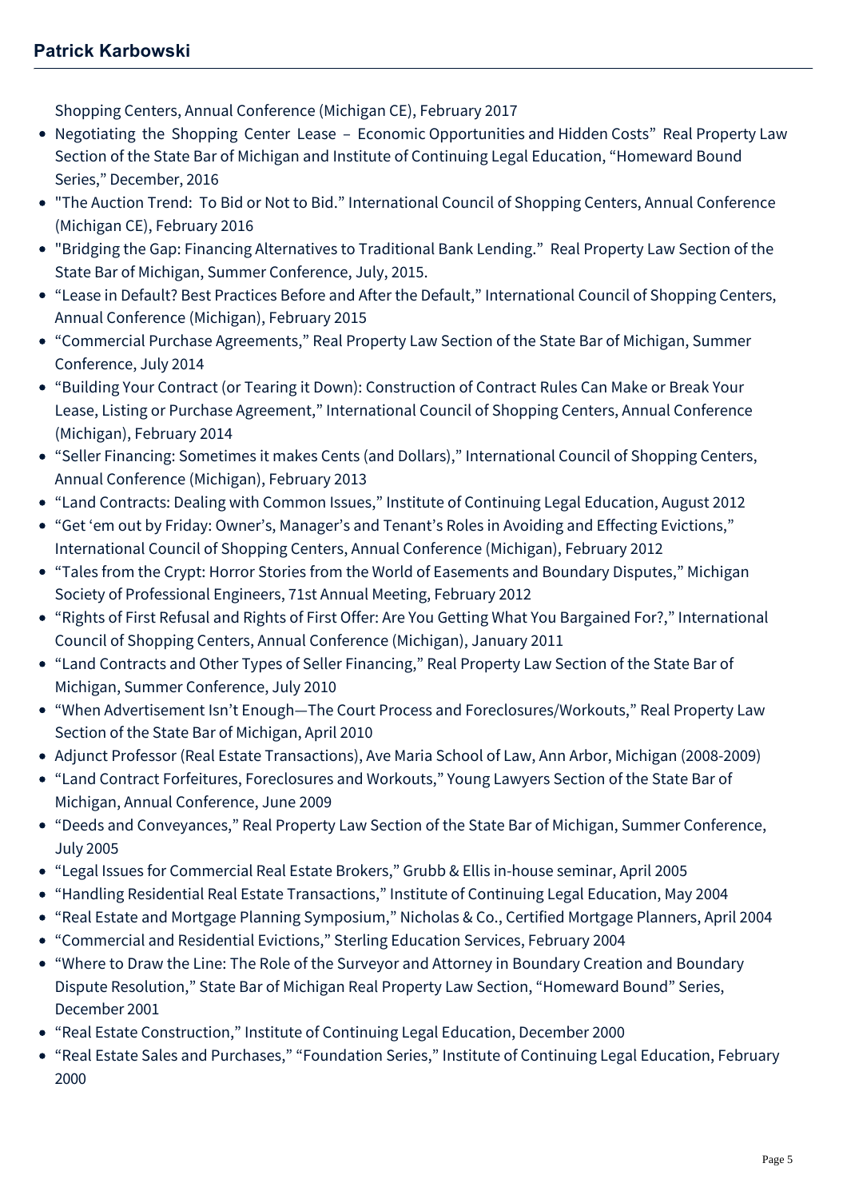Shopping Centers, Annual Conference (Michigan CE), February 2017

- Negotiating the Shopping Center Lease – Economic Opportunities and Hidden Costs" Real Property Law Section of the State Bar of Michigan and Institute of Continuing Legal Education, "Homeward Bound Series," December, 2016
- "The Auction Trend: To Bid or Not to Bid." International Council of Shopping Centers, Annual Conference (Michigan CE), February 2016
- "Bridging the Gap: Financing Alternatives to Traditional Bank Lending." Real Property Law Section of the State Bar of Michigan, Summer Conference, July, 2015.
- "Lease in Default? Best Practices Before and After the Default," International Council of Shopping Centers, Annual Conference (Michigan), February 2015
- "Commercial Purchase Agreements," Real Property Law Section of the State Bar of Michigan, Summer Conference, July 2014
- "Building Your Contract (or Tearing it Down): Construction of Contract Rules Can Make or Break Your Lease, Listing or Purchase Agreement," International Council of Shopping Centers, Annual Conference (Michigan), February 2014
- "Seller Financing: Sometimes it makes Cents (and Dollars)," International Council of Shopping Centers, Annual Conference (Michigan), February 2013
- "Land Contracts: Dealing with Common Issues," Institute of Continuing Legal Education, August 2012
- "Get 'em out by Friday: Owner's, Manager's and Tenant's Roles in Avoiding and Effecting Evictions," International Council of Shopping Centers, Annual Conference (Michigan), February 2012
- "Tales from the Crypt: Horror Stories from the World of Easements and Boundary Disputes," Michigan Society of Professional Engineers, 71st Annual Meeting, February 2012
- "Rights of First Refusal and Rights of First Offer: Are You Getting What You Bargained For?," International Council of Shopping Centers, Annual Conference (Michigan), January 2011
- "Land Contracts and Other Types of Seller Financing," Real Property Law Section of the State Bar of Michigan, Summer Conference, July 2010
- "When Advertisement Isn't Enough—The Court Process and Foreclosures/Workouts," Real Property Law Section of the State Bar of Michigan, April 2010
- Adjunct Professor (Real Estate Transactions), Ave Maria School of Law, Ann Arbor, Michigan (2008-2009)
- "Land Contract Forfeitures, Foreclosures and Workouts," Young Lawyers Section of the State Bar of Michigan, Annual Conference, June 2009
- "Deeds and Conveyances," Real Property Law Section of the State Bar of Michigan, Summer Conference, July 2005
- "Legal Issues for Commercial Real Estate Brokers," Grubb & Ellis in-house seminar, April 2005
- "Handling Residential Real Estate Transactions," Institute of Continuing Legal Education, May 2004
- "Real Estate and Mortgage Planning Symposium," Nicholas & Co., Certified Mortgage Planners, April 2004
- "Commercial and Residential Evictions," Sterling Education Services, February 2004
- "Where to Draw the Line: The Role of the Surveyor and Attorney in Boundary Creation and Boundary Dispute Resolution," State Bar of Michigan Real Property Law Section, "Homeward Bound" Series, December 2001
- "Real Estate Construction," Institute of Continuing Legal Education, December 2000
- "Real Estate Sales and Purchases," "Foundation Series," Institute of Continuing Legal Education, February 2000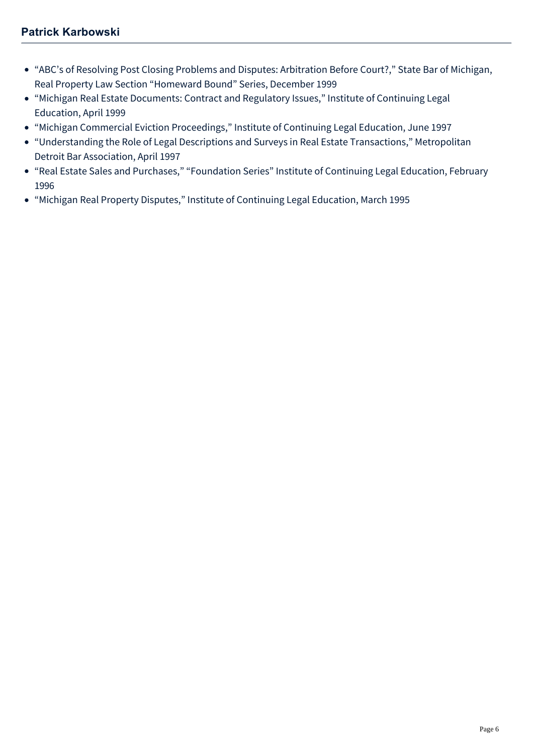- "ABC's of Resolving Post Closing Problems and Disputes: Arbitration Before Court?," State Bar of Michigan, Real Property Law Section "Homeward Bound" Series, December 1999
- "Michigan Real Estate Documents: Contract and Regulatory Issues," Institute of Continuing Legal Education, April 1999
- "Michigan Commercial Eviction Proceedings," Institute of Continuing Legal Education, June 1997
- "Understanding the Role of Legal Descriptions and Surveys in Real Estate Transactions," Metropolitan Detroit Bar Association, April 1997
- "Real Estate Sales and Purchases," "Foundation Series" Institute of Continuing Legal Education, February 1996
- "Michigan Real Property Disputes," Institute of Continuing Legal Education, March 1995